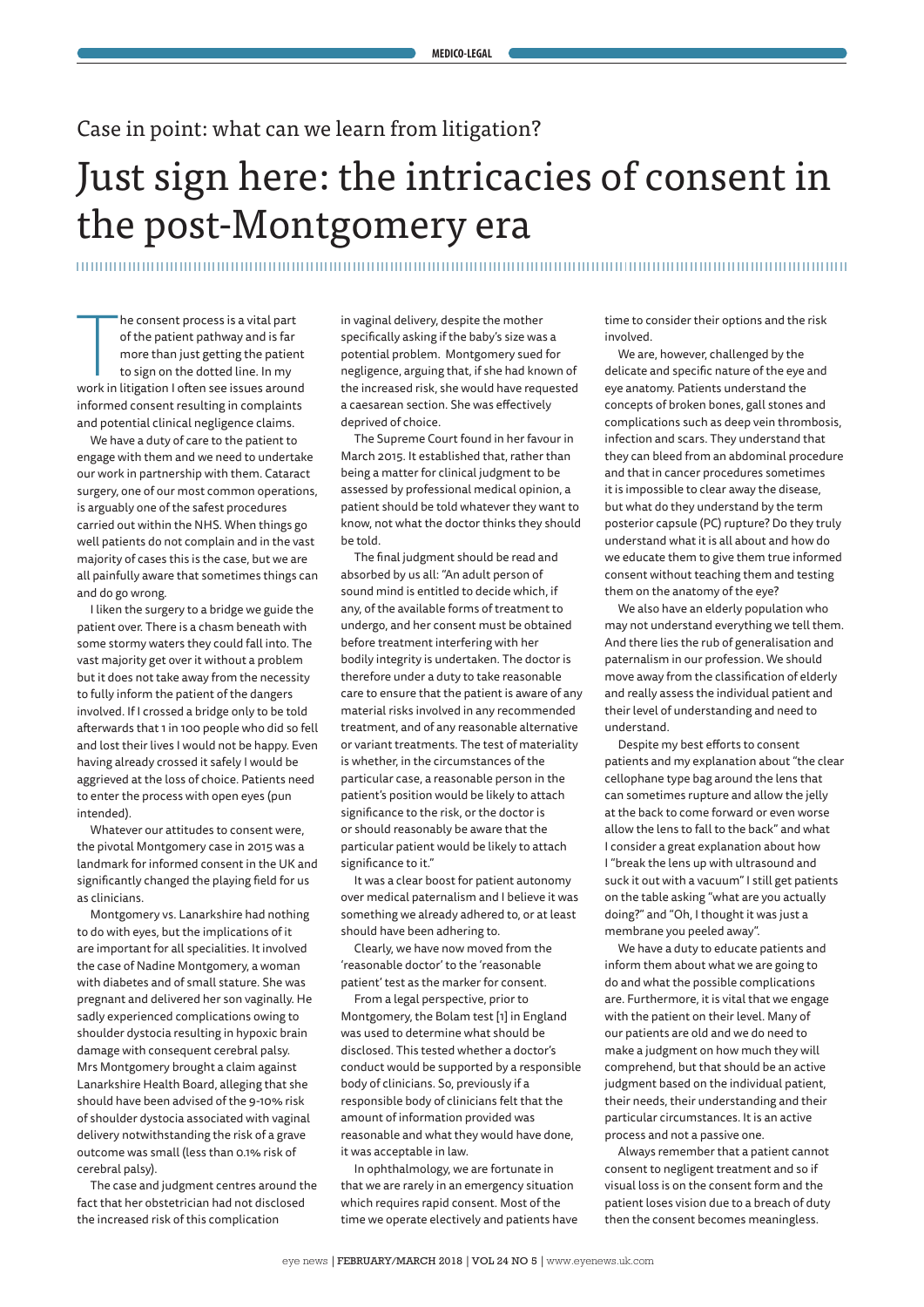Case in point: what can we learn from litigation?

# Just sign here: the intricacies of consent in the post-Montgomery era

The consent process is a vital part of the patient pathway and is far more than just getting the patient to sign on the dotted line. In my work in litigation I often see issues around informed consent resulting in complaints and potential clinical negligence claims.

We have a duty of care to the patient to engage with them and we need to undertake our work in partnership with them. Cataract surgery, one of our most common operations, is arguably one of the safest procedures carried out within the NHS. When things go well patients do not complain and in the vast majority of cases this is the case, but we are all painfully aware that sometimes things can and do go wrong.

I liken the surgery to a bridge we guide the patient over. There is a chasm beneath with some stormy waters they could fall into. The vast majority get over it without a problem but it does not take away from the necessity to fully inform the patient of the dangers involved. If I crossed a bridge only to be told afterwards that 1 in 100 people who did so fell and lost their lives I would not be happy. Even having already crossed it safely I would be aggrieved at the loss of choice. Patients need to enter the process with open eyes (pun intended).

Whatever our attitudes to consent were, the pivotal Montgomery case in 2015 was a landmark for informed consent in the UK and significantly changed the playing field for us as clinicians.

Montgomery vs. Lanarkshire had nothing to do with eyes, but the implications of it are important for all specialities. It involved the case of Nadine Montgomery, a woman with diabetes and of small stature. She was pregnant and delivered her son vaginally. He sadly experienced complications owing to shoulder dystocia resulting in hypoxic brain damage with consequent cerebral palsy. Mrs Montgomery brought a claim against Lanarkshire Health Board, alleging that she should have been advised of the 9-10% risk of shoulder dystocia associated with vaginal delivery notwithstanding the risk of a grave outcome was small (less than 0.1% risk of cerebral palsy).

The case and judgment centres around the fact that her obstetrician had not disclosed the increased risk of this complication in vaginal delivery, despite the mother specifically asking if the baby's size was a potential problem. Montgomery sued for negligence, arguing that, if she had known of the increased risk, she would have requested a caesarean section. She was effectively deprived of choice.

The Supreme Court found in her favour in March 2015. It established that, rather than being a matter for clinical judgment to be assessed by professional medical opinion, a patient should be told whatever they want to know, not what the doctor thinks they should be told.

The final judgment should be read and absorbed by us all: "An adult person of sound mind is entitled to decide which, if any, of the available forms of treatment to undergo, and her consent must be obtained before treatment interfering with her bodily integrity is undertaken. The doctor is therefore under a duty to take reasonable care to ensure that the patient is aware of any material risks involved in any recommended treatment, and of any reasonable alternative or variant treatments. The test of materiality is whether, in the circumstances of the particular case, a reasonable person in the patient's position would be likely to attach significance to the risk, or the doctor is or should reasonably be aware that the particular patient would be likely to attach significance to it."

It was a clear boost for patient autonomy over medical paternalism and I believe it was something we already adhered to, or at least should have been adhering to.

Clearly, we have now moved from the 'reasonable doctor' to the 'reasonable patient' test as the marker for consent.

From a legal perspective, prior to Montgomery, the Bolam test [1] in England was used to determine what should be disclosed. This tested whether a doctor's conduct would be supported by a responsible body of clinicians. So, previously if a responsible body of clinicians felt that the amount of information provided was reasonable and what they would have done, it was acceptable in law.

In ophthalmology, we are fortunate in that we are rarely in an emergency situation which requires rapid consent. Most of the time we operate electively and patients have time to consider their options and the risk involved.

We are, however, challenged by the delicate and specific nature of the eye and eye anatomy. Patients understand the concepts of broken bones, gall stones and complications such as deep vein thrombosis, infection and scars. They understand that they can bleed from an abdominal procedure and that in cancer procedures sometimes it is impossible to clear away the disease, but what do they understand by the term posterior capsule (PC) rupture? Do they truly understand what it is all about and how do we educate them to give them true informed consent without teaching them and testing them on the anatomy of the eye?

We also have an elderly population who may not understand everything we tell them. And there lies the rub of generalisation and paternalism in our profession. We should move away from the classification of elderly and really assess the individual patient and their level of understanding and need to understand.

Despite my best efforts to consent patients and my explanation about "the clear cellophane type bag around the lens that can sometimes rupture and allow the jelly at the back to come forward or even worse allow the lens to fall to the back" and what I consider a great explanation about how I "break the lens up with ultrasound and suck it out with a vacuum" I still get patients on the table asking "what are you actually doing?" and "Oh, I thought it was just a membrane you peeled away".

We have a duty to educate patients and inform them about what we are going to do and what the possible complications are. Furthermore, it is vital that we engage with the patient on their level. Many of our patients are old and we do need to make a judgment on how much they will comprehend, but that should be an active judgment based on the individual patient, their needs, their understanding and their particular circumstances. It is an active process and not a passive one.

Always remember that a patient cannot consent to negligent treatment and so if visual loss is on the consent form and the patient loses vision due to a breach of duty then the consent becomes meaningless.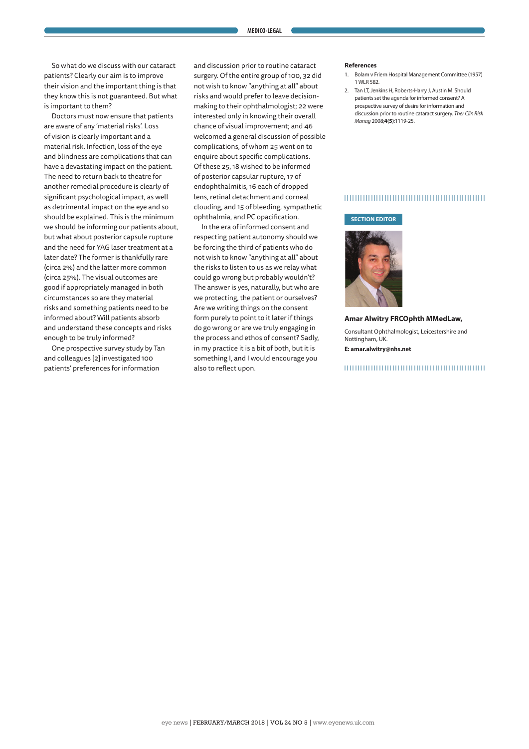So what do we discuss with our cataract patients? Clearly our aim is to improve their vision and the important thing is that they know this is not guaranteed. But what is important to them?

Doctors must now ensure that patients are aware of any 'material risks'. Loss of vision is clearly important and a material risk. Infection, loss of the eye and blindness are complications that can have a devastating impact on the patient. The need to return back to theatre for another remedial procedure is clearly of significant psychological impact, as well as detrimental impact on the eye and so should be explained. This is the minimum we should be informing our patients about, but what about posterior capsule rupture and the need for YAG laser treatment at a later date? The former is thankfully rare (circa 2%) and the latter more common (circa 25%). The visual outcomes are good if appropriately managed in both circumstances so are they material risks and something patients need to be informed about? Will patients absorb and understand these concepts and risks enough to be truly informed?

One prospective survey study by Tan and colleagues [2] investigated 100 patients' preferences for information and discussion prior to routine cataract surgery. Of the entire group of 100, 32 did not wish to know "anything at all" about risks and would prefer to leave decision-making to their ophthalmologist; 22 were interested only in knowing their overall chance of visual improvement; and 46 welcomed a general discussion of possible complications, of whom 25 went on to enquire about specific complications. Of these 25, 18 wished to be informed of posterior capsular rupture, 17 of endophthalmitis, 16 each of dropped lens, retinal detachment and corneal clouding, and 15 of bleeding, sympathetic ophthalmia, and PC opacification.

In the era of informed consent and respecting patient autonomy should we be forcing the third of patients who do not wish to know "anything at all" about the risks to listen to us as we relay what could go wrong but probably wouldn't? The answer is yes, naturally, but who are we protecting, the patient or ourselves? Are we writing things on the consent form purely to point to it later if things do go wrong or are we truly engaging in the process and ethos of consent? Sadly, in my practice it is a bit of both, but it is something I, and I would encourage you also to reflect upon.

**References**

1. Bolam v Friern Hospital Management Committee (1957) 1 WLR 582.
2. Tan LT, Jenkins H, Roberts-Harry J, Austin M. Should patients set the agenda for informed consent? A prospective survey of desire for information and discussion prior to routine cataract surgery. *Ther Clin Risk Manag* 2008;**4(5)**:1119-25.

**SECTION EDITOR**

**Amar Alwitry FRCOphth MMedLaw,**

Consultant Ophthalmologist, Leicestershire and Nottingham, UK.

**E: amar.alwitry@nhs.net**